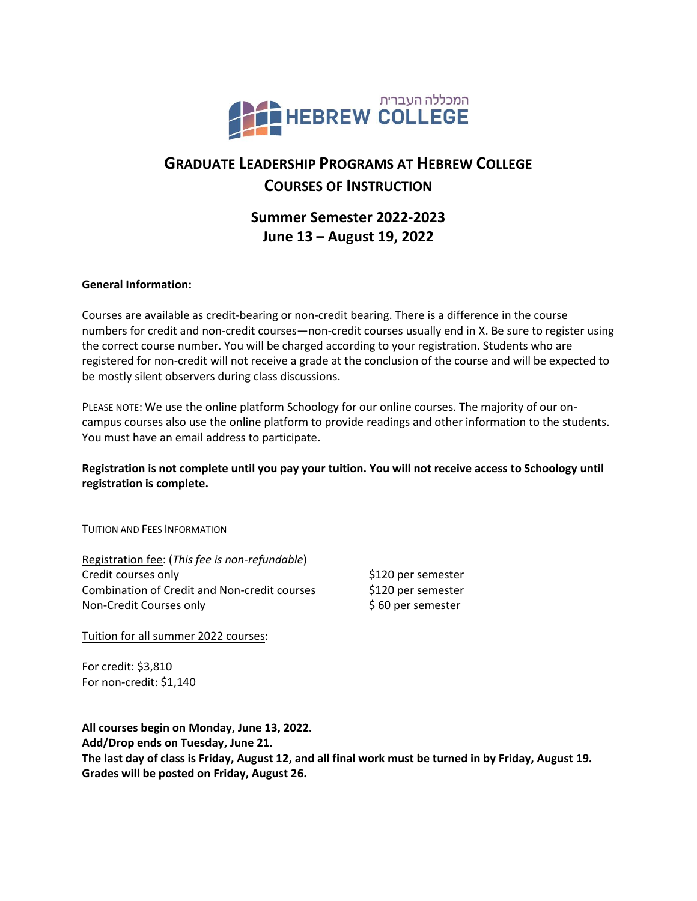המכללה העברית
HEBREW COLLEGE

# GRADUATE LEADERSHIP PROGRAMS AT HEBREW COLLEGE
# COURSES OF INSTRUCTION

## Summer Semester 2022-2023
## June 13 – August 19, 2022

**General Information:**

Courses are available as credit-bearing or non-credit bearing. There is a difference in the course numbers for credit and non-credit courses—non-credit courses usually end in X. Be sure to register using the correct course number. You will be charged according to your registration. Students who are registered for non-credit will not receive a grade at the conclusion of the course and will be expected to be mostly silent observers during class discussions.

PLEASE NOTE: We use the online platform Schoology for our online courses. The majority of our on-campus courses also use the online platform to provide readings and other information to the students. You must have an email address to participate.

**Registration is not complete until you pay your tuition. You will not receive access to Schoology until registration is complete.**

TUITION AND FEES INFORMATION

Registration fee: (*This fee is non-refundable*)

| | |
|---|---|
| Credit courses only | $120 per semester |
| Combination of Credit and Non-credit courses | $120 per semester |
| Non-Credit Courses only | $ 60 per semester |

Tuition for all summer 2022 courses:

For credit: $3,810
For non-credit: $1,140

**All courses begin on Monday, June 13, 2022.**
**Add/Drop ends on Tuesday, June 21.**
**The last day of class is Friday, August 12, and all final work must be turned in by Friday, August 19.**
**Grades will be posted on Friday, August 26.**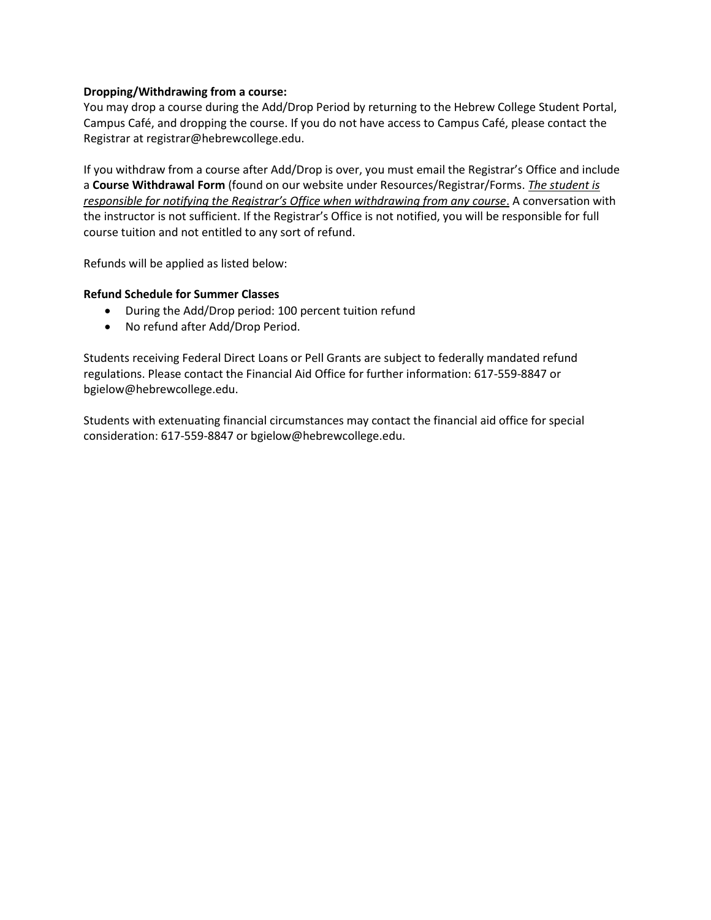**Dropping/Withdrawing from a course:**
You may drop a course during the Add/Drop Period by returning to the Hebrew College Student Portal, Campus Café, and dropping the course. If you do not have access to Campus Café, please contact the Registrar at registrar@hebrewcollege.edu.

If you withdraw from a course after Add/Drop is over, you must email the Registrar's Office and include a **Course Withdrawal Form** (found on our website under Resources/Registrar/Forms. *The student is responsible for notifying the Registrar's Office when withdrawing from any course*. A conversation with the instructor is not sufficient. If the Registrar's Office is not notified, you will be responsible for full course tuition and not entitled to any sort of refund.

Refunds will be applied as listed below:

**Refund Schedule for Summer Classes**

- During the Add/Drop period: 100 percent tuition refund
- No refund after Add/Drop Period.

Students receiving Federal Direct Loans or Pell Grants are subject to federally mandated refund regulations. Please contact the Financial Aid Office for further information: 617-559-8847 or bgielow@hebrewcollege.edu.

Students with extenuating financial circumstances may contact the financial aid office for special consideration: 617-559-8847 or bgielow@hebrewcollege.edu.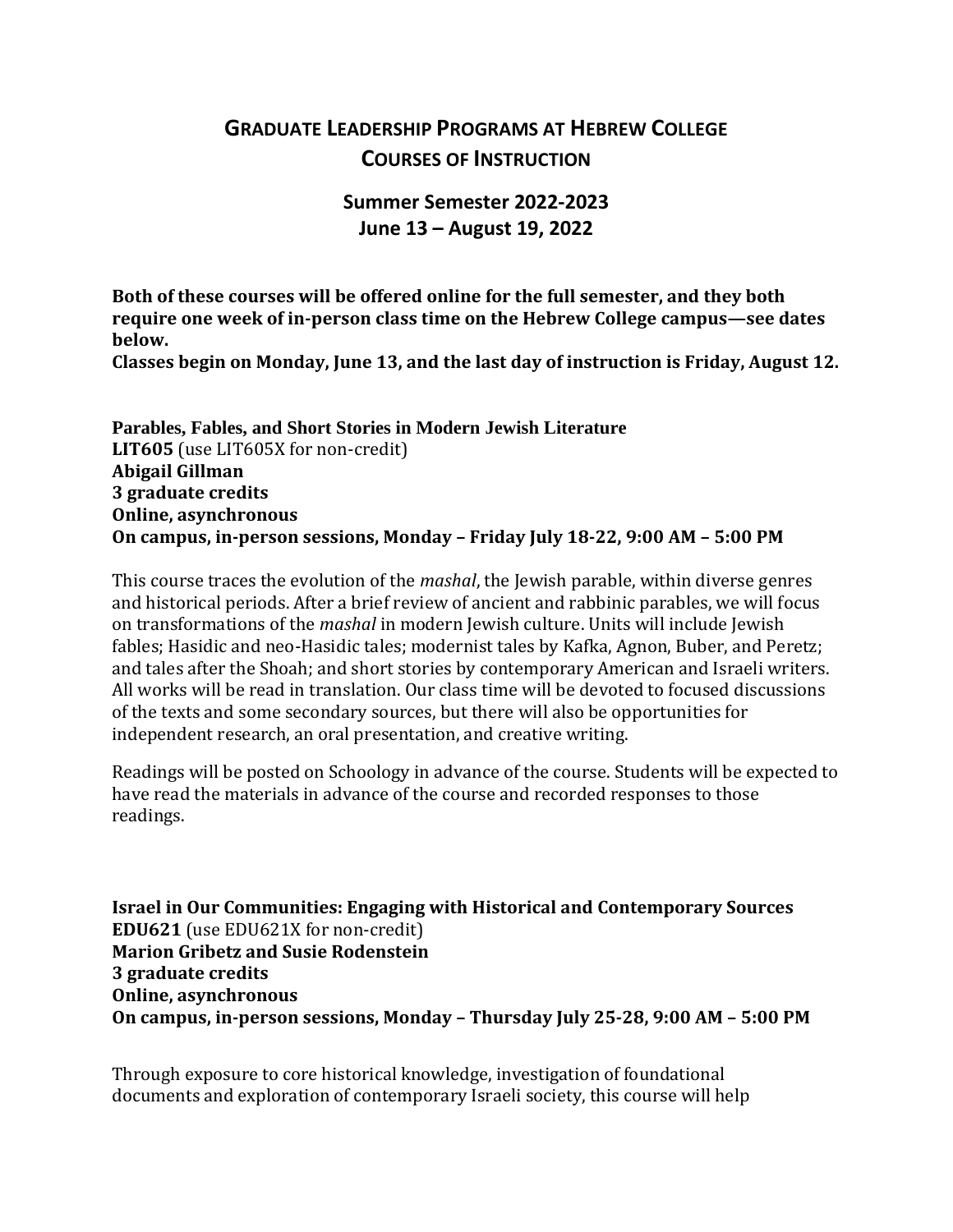# Graduate Leadership Programs at Hebrew College
# Courses of Instruction

## Summer Semester 2022-2023
## June 13 – August 19, 2022

**Both of these courses will be offered online for the full semester, and they both require one week of in-person class time on the Hebrew College campus—see dates below.**
**Classes begin on Monday, June 13, and the last day of instruction is Friday, August 12.**

**Parables, Fables, and Short Stories in Modern Jewish Literature**
**LIT605** (use LIT605X for non-credit)
**Abigail Gillman**
**3 graduate credits**
**Online, asynchronous**
**On campus, in-person sessions, Monday – Friday July 18-22, 9:00 AM – 5:00 PM**

This course traces the evolution of the *mashal*, the Jewish parable, within diverse genres and historical periods. After a brief review of ancient and rabbinic parables, we will focus on transformations of the *mashal* in modern Jewish culture. Units will include Jewish fables; Hasidic and neo-Hasidic tales; modernist tales by Kafka, Agnon, Buber, and Peretz; and tales after the Shoah; and short stories by contemporary American and Israeli writers. All works will be read in translation. Our class time will be devoted to focused discussions of the texts and some secondary sources, but there will also be opportunities for independent research, an oral presentation, and creative writing.

Readings will be posted on Schoology in advance of the course. Students will be expected to have read the materials in advance of the course and recorded responses to those readings.

**Israel in Our Communities: Engaging with Historical and Contemporary Sources**
**EDU621** (use EDU621X for non-credit)
**Marion Gribetz and Susie Rodenstein**
**3 graduate credits**
**Online, asynchronous**
**On campus, in-person sessions, Monday – Thursday July 25-28, 9:00 AM – 5:00 PM**

Through exposure to core historical knowledge, investigation of foundational documents and exploration of contemporary Israeli society, this course will help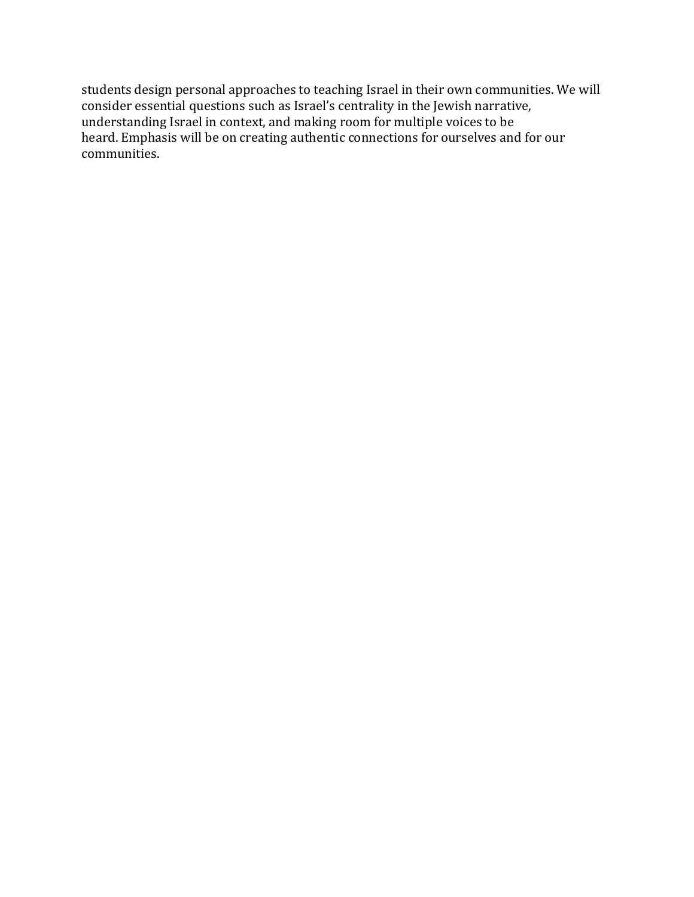students design personal approaches to teaching Israel in their own communities. We will consider essential questions such as Israel's centrality in the Jewish narrative, understanding Israel in context, and making room for multiple voices to be heard. Emphasis will be on creating authentic connections for ourselves and for our communities.